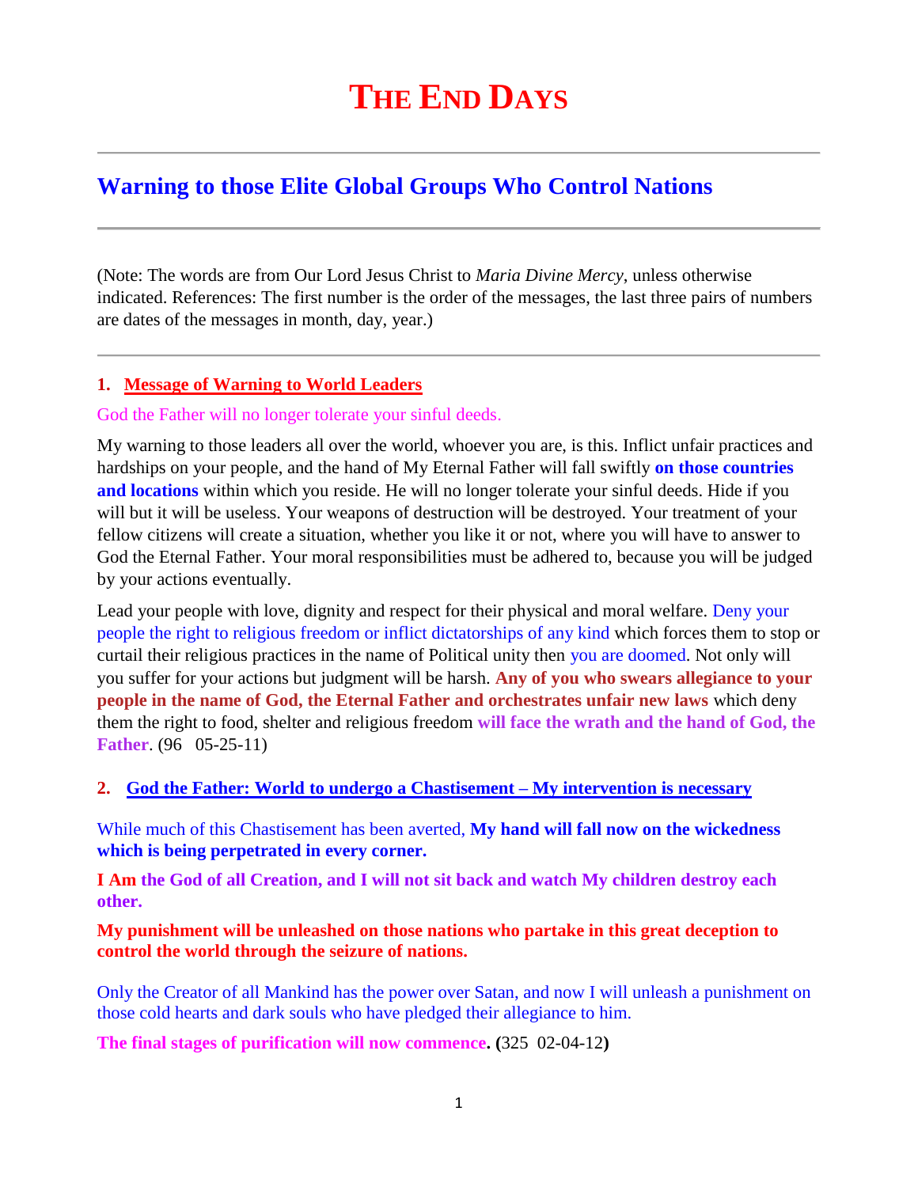# THE END DAYS

## Warning to those Elite Global Groups Who Control Nations

(Note: The words are from Our Lord Jesus Christ to *Maria Divine Mercy*, unless otherwise indicated. References: The first number is the order of the messages, the last three pairs of numbers are dates of the messages in month, day, year.)

### 1. Message of Warning to World Leaders

God the Father will no longer tolerate your sinful deeds.

My warning to those leaders all over the world, whoever you are, is this. Inflict unfair practices and hardships on your people, and the hand of My Eternal Father will fall swiftly **on those countries and locations** within which you reside. He will no longer tolerate your sinful deeds. Hide if you will but it will be useless. Your weapons of destruction will be destroyed. Your treatment of your fellow citizens will create a situation, whether you like it or not, where you will have to answer to God the Eternal Father. Your moral responsibilities must be adhered to, because you will be judged by your actions eventually.

Lead your people with love, dignity and respect for their physical and moral welfare. Deny your people the right to religious freedom or inflict dictatorships of any kind which forces them to stop or curtail their religious practices in the name of Political unity then you are doomed. Not only will you suffer for your actions but judgment will be harsh. **Any of you who swears allegiance to your people in the name of God, the Eternal Father and orchestrates unfair new laws** which deny them the right to food, shelter and religious freedom **will face the wrath and the hand of God, the Father**. (96 05-25-11)

### 2. God the Father: World to undergo a Chastisement – My intervention is necessary

While much of this Chastisement has been averted, **My hand will fall now on the wickedness which is being perpetrated in every corner.**

**I Am the God of all Creation, and I will not sit back and watch My children destroy each other.**

**My punishment will be unleashed on those nations who partake in this great deception to control the world through the seizure of nations.**

Only the Creator of all Mankind has the power over Satan, and now I will unleash a punishment on those cold hearts and dark souls who have pledged their allegiance to him.

**The final stages of purification will now commence. (**325 02-04-12**)**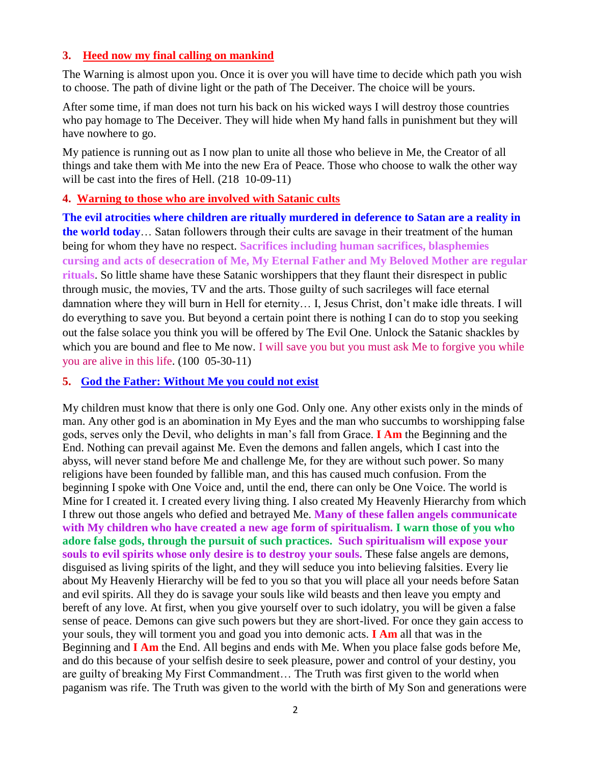### 3. Heed now my final calling on mankind

The Warning is almost upon you. Once it is over you will have time to decide which path you wish to choose. The path of divine light or the path of The Deceiver. The choice will be yours.

After some time, if man does not turn his back on his wicked ways I will destroy those countries who pay homage to The Deceiver. They will hide when My hand falls in punishment but they will have nowhere to go.

My patience is running out as I now plan to unite all those who believe in Me, the Creator of all things and take them with Me into the new Era of Peace. Those who choose to walk the other way will be cast into the fires of Hell. (218 10-09-11)

### 4. Warning to those who are involved with Satanic cults

**The evil atrocities where children are ritually murdered in deference to Satan are a reality in the world today**… Satan followers through their cults are savage in their treatment of the human being for whom they have no respect. **Sacrifices including human sacrifices, blasphemies cursing and acts of desecration of Me, My Eternal Father and My Beloved Mother are regular rituals**. So little shame have these Satanic worshippers that they flaunt their disrespect in public through music, the movies, TV and the arts. Those guilty of such sacrileges will face eternal damnation where they will burn in Hell for eternity… I, Jesus Christ, don't make idle threats. I will do everything to save you. But beyond a certain point there is nothing I can do to stop you seeking out the false solace you think you will be offered by The Evil One. Unlock the Satanic shackles by which you are bound and flee to Me now. I will save you but you must ask Me to forgive you while you are alive in this life. (100 05-30-11)

### 5. God the Father: Without Me you could not exist

My children must know that there is only one God. Only one. Any other exists only in the minds of man. Any other god is an abomination in My Eyes and the man who succumbs to worshipping false gods, serves only the Devil, who delights in man's fall from Grace. **I Am** the Beginning and the End. Nothing can prevail against Me. Even the demons and fallen angels, which I cast into the abyss, will never stand before Me and challenge Me, for they are without such power. So many religions have been founded by fallible man, and this has caused much confusion. From the beginning I spoke with One Voice and, until the end, there can only be One Voice. The world is Mine for I created it. I created every living thing. I also created My Heavenly Hierarchy from which I threw out those angels who defied and betrayed Me. **Many of these fallen angels communicate with My children who have created a new age form of spiritualism. I warn those of you who adore false gods, through the pursuit of such practices. Such spiritualism will expose your souls to evil spirits whose only desire is to destroy your souls.** These false angels are demons, disguised as living spirits of the light, and they will seduce you into believing falsities. Every lie about My Heavenly Hierarchy will be fed to you so that you will place all your needs before Satan and evil spirits. All they do is savage your souls like wild beasts and then leave you empty and bereft of any love. At first, when you give yourself over to such idolatry, you will be given a false sense of peace. Demons can give such powers but they are short-lived. For once they gain access to your souls, they will torment you and goad you into demonic acts. **I Am** all that was in the Beginning and **I Am** the End. All begins and ends with Me. When you place false gods before Me, and do this because of your selfish desire to seek pleasure, power and control of your destiny, you are guilty of breaking My First Commandment… The Truth was first given to the world when paganism was rife. The Truth was given to the world with the birth of My Son and generations were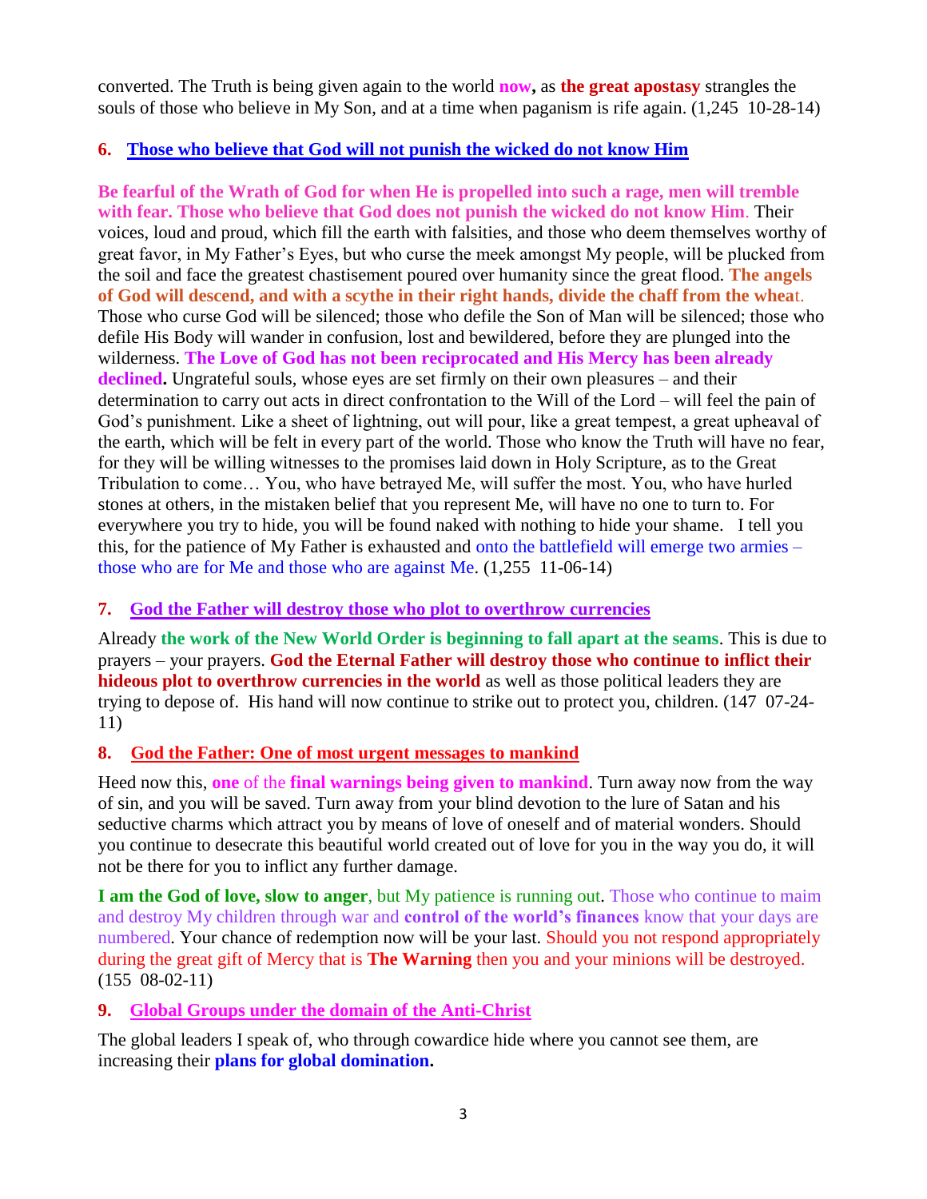converted. The Truth is being given again to the world **now,** as **the great apostasy** strangles the souls of those who believe in My Son, and at a time when paganism is rife again. (1,245 10-28-14)

### 6. Those who believe that God will not punish the wicked do not know Him

**Be fearful of the Wrath of God for when He is propelled into such a rage, men will tremble with fear. Those who believe that God does not punish the wicked do not know Him**. Their voices, loud and proud, which fill the earth with falsities, and those who deem themselves worthy of great favor, in My Father's Eyes, but who curse the meek amongst My people, will be plucked from the soil and face the greatest chastisement poured over humanity since the great flood. **The angels of God will descend, and with a scythe in their right hands, divide the chaff from the wheat**. Those who curse God will be silenced; those who defile the Son of Man will be silenced; those who defile His Body will wander in confusion, lost and bewildered, before they are plunged into the wilderness. **The Love of God has not been reciprocated and His Mercy has been already declined.** Ungrateful souls, whose eyes are set firmly on their own pleasures – and their determination to carry out acts in direct confrontation to the Will of the Lord – will feel the pain of God's punishment. Like a sheet of lightning, out will pour, like a great tempest, a great upheaval of the earth, which will be felt in every part of the world. Those who know the Truth will have no fear, for they will be willing witnesses to the promises laid down in Holy Scripture, as to the Great Tribulation to come… You, who have betrayed Me, will suffer the most. You, who have hurled stones at others, in the mistaken belief that you represent Me, will have no one to turn to. For everywhere you try to hide, you will be found naked with nothing to hide your shame. I tell you this, for the patience of My Father is exhausted and onto the battlefield will emerge two armies – those who are for Me and those who are against Me. (1,255 11-06-14)

### 7. God the Father will destroy those who plot to overthrow currencies

Already **the work of the New World Order is beginning to fall apart at the seams**. This is due to prayers – your prayers. **God the Eternal Father will destroy those who continue to inflict their hideous plot to overthrow currencies in the world** as well as those political leaders they are trying to depose of. His hand will now continue to strike out to protect you, children. (147 07-24-11)

### 8. God the Father: One of most urgent messages to mankind

Heed now this, **one** of the **final warnings being given to mankind**. Turn away now from the way of sin, and you will be saved. Turn away from your blind devotion to the lure of Satan and his seductive charms which attract you by means of love of oneself and of material wonders. Should you continue to desecrate this beautiful world created out of love for you in the way you do, it will not be there for you to inflict any further damage.

**I am the God of love, slow to anger**, but My patience is running out. Those who continue to maim and destroy My children through war and **control of the world's finances** know that your days are numbered. Your chance of redemption now will be your last. Should you not respond appropriately during the great gift of Mercy that is **The Warning** then you and your minions will be destroyed. (155 08-02-11)

### 9. Global Groups under the domain of the Anti-Christ

The global leaders I speak of, who through cowardice hide where you cannot see them, are increasing their **plans for global domination.**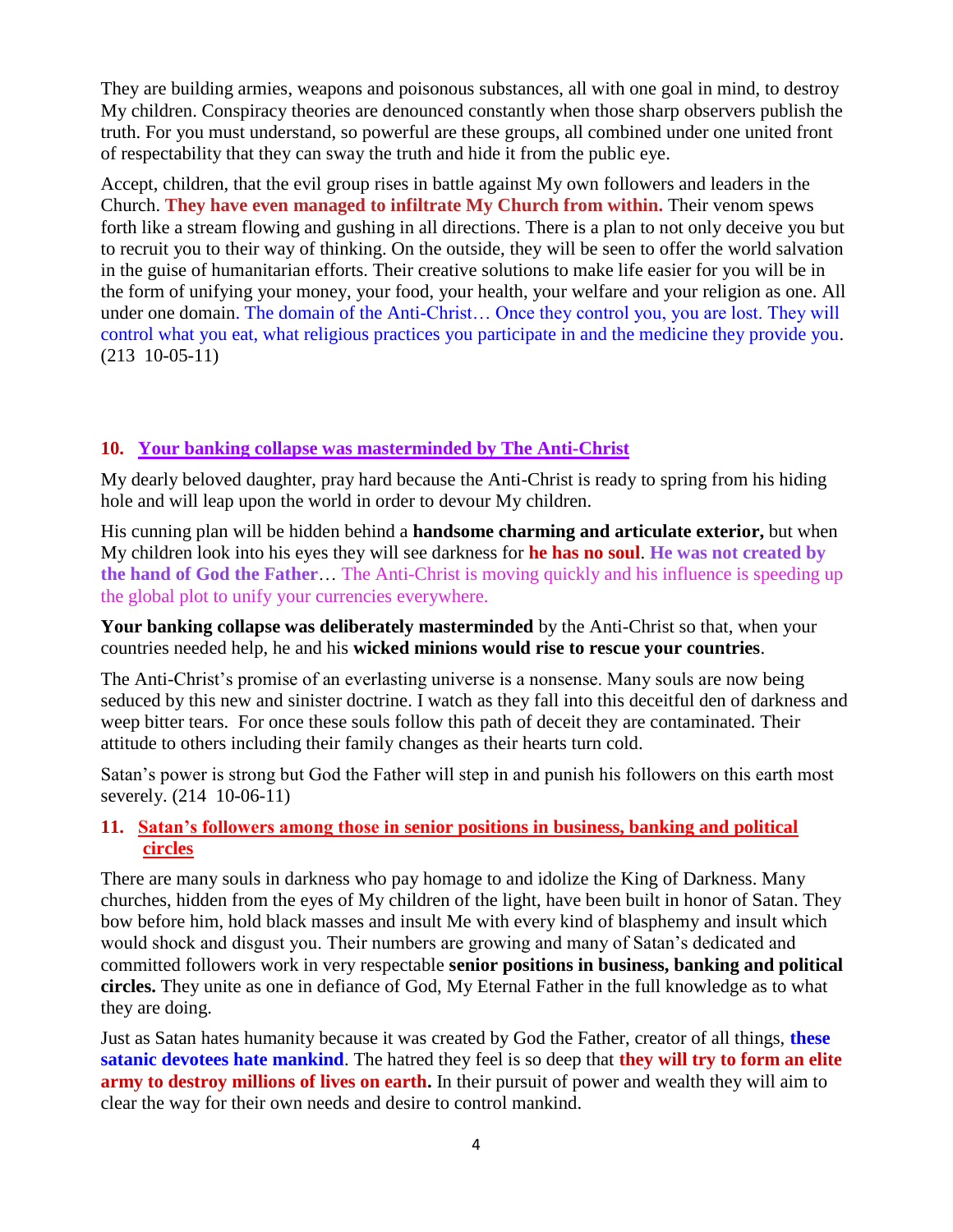They are building armies, weapons and poisonous substances, all with one goal in mind, to destroy My children. Conspiracy theories are denounced constantly when those sharp observers publish the truth. For you must understand, so powerful are these groups, all combined under one united front of respectability that they can sway the truth and hide it from the public eye.

Accept, children, that the evil group rises in battle against My own followers and leaders in the Church. **They have even managed to infiltrate My Church from within.** Their venom spews forth like a stream flowing and gushing in all directions. There is a plan to not only deceive you but to recruit you to their way of thinking. On the outside, they will be seen to offer the world salvation in the guise of humanitarian efforts. Their creative solutions to make life easier for you will be in the form of unifying your money, your food, your health, your welfare and your religion as one. All under one domain. The domain of the Anti-Christ… Once they control you, you are lost. They will control what you eat, what religious practices you participate in and the medicine they provide you. (213 10-05-11)

## 10. Your banking collapse was masterminded by The Anti-Christ

My dearly beloved daughter, pray hard because the Anti-Christ is ready to spring from his hiding hole and will leap upon the world in order to devour My children.

His cunning plan will be hidden behind a **handsome charming and articulate exterior,** but when My children look into his eyes they will see darkness for **he has no soul**. **He was not created by the hand of God the Father**… The Anti-Christ is moving quickly and his influence is speeding up the global plot to unify your currencies everywhere.

**Your banking collapse was deliberately masterminded** by the Anti-Christ so that, when your countries needed help, he and his **wicked minions would rise to rescue your countries**.

The Anti-Christ's promise of an everlasting universe is a nonsense. Many souls are now being seduced by this new and sinister doctrine. I watch as they fall into this deceitful den of darkness and weep bitter tears. For once these souls follow this path of deceit they are contaminated. Their attitude to others including their family changes as their hearts turn cold.

Satan's power is strong but God the Father will step in and punish his followers on this earth most severely. (214 10-06-11)

## 11. Satan's followers among those in senior positions in business, banking and political circles

There are many souls in darkness who pay homage to and idolize the King of Darkness. Many churches, hidden from the eyes of My children of the light, have been built in honor of Satan. They bow before him, hold black masses and insult Me with every kind of blasphemy and insult which would shock and disgust you. Their numbers are growing and many of Satan's dedicated and committed followers work in very respectable **senior positions in business, banking and political circles.** They unite as one in defiance of God, My Eternal Father in the full knowledge as to what they are doing.

Just as Satan hates humanity because it was created by God the Father, creator of all things, **these satanic devotees hate mankind**. The hatred they feel is so deep that **they will try to form an elite army to destroy millions of lives on earth.** In their pursuit of power and wealth they will aim to clear the way for their own needs and desire to control mankind.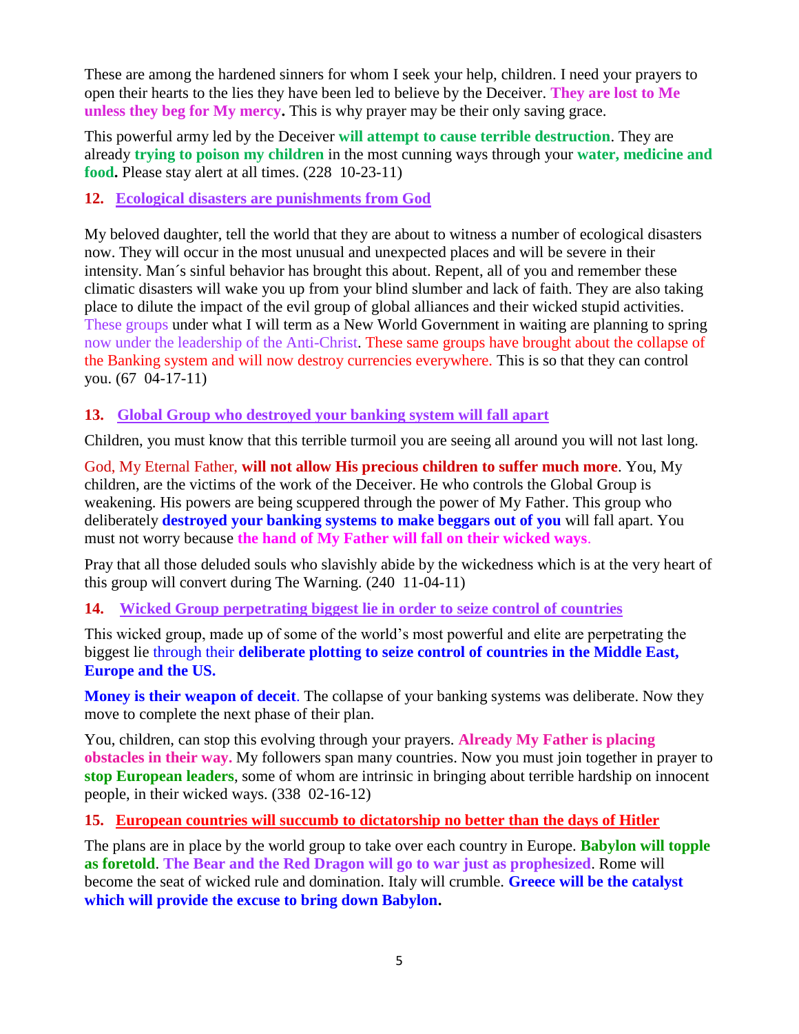These are among the hardened sinners for whom I seek your help, children. I need your prayers to open their hearts to the lies they have been led to believe by the Deceiver. **They are lost to Me unless they beg for My mercy.** This is why prayer may be their only saving grace.

This powerful army led by the Deceiver **will attempt to cause terrible destruction**. They are already **trying to poison my children** in the most cunning ways through your **water, medicine and food.** Please stay alert at all times. (228 10-23-11)

## 12. Ecological disasters are punishments from God

My beloved daughter, tell the world that they are about to witness a number of ecological disasters now. They will occur in the most unusual and unexpected places and will be severe in their intensity. Man´s sinful behavior has brought this about. Repent, all of you and remember these climatic disasters will wake you up from your blind slumber and lack of faith. They are also taking place to dilute the impact of the evil group of global alliances and their wicked stupid activities. These groups under what I will term as a New World Government in waiting are planning to spring now under the leadership of the Anti-Christ. These same groups have brought about the collapse of the Banking system and will now destroy currencies everywhere. This is so that they can control you. (67 04-17-11)

## 13. Global Group who destroyed your banking system will fall apart

Children, you must know that this terrible turmoil you are seeing all around you will not last long.

God, My Eternal Father, **will not allow His precious children to suffer much more**. You, My children, are the victims of the work of the Deceiver. He who controls the Global Group is weakening. His powers are being scuppered through the power of My Father. This group who deliberately **destroyed your banking systems to make beggars out of you** will fall apart. You must not worry because **the hand of My Father will fall on their wicked ways**.

Pray that all those deluded souls who slavishly abide by the wickedness which is at the very heart of this group will convert during The Warning. (240 11-04-11)

## 14. Wicked Group perpetrating biggest lie in order to seize control of countries

This wicked group, made up of some of the world's most powerful and elite are perpetrating the biggest lie through their **deliberate plotting to seize control of countries in the Middle East, Europe and the US.**

**Money is their weapon of deceit**. The collapse of your banking systems was deliberate. Now they move to complete the next phase of their plan.

You, children, can stop this evolving through your prayers. **Already My Father is placing obstacles in their way.** My followers span many countries. Now you must join together in prayer to **stop European leaders**, some of whom are intrinsic in bringing about terrible hardship on innocent people, in their wicked ways. (338 02-16-12)

## 15. European countries will succumb to dictatorship no better than the days of Hitler

The plans are in place by the world group to take over each country in Europe. **Babylon will topple as foretold**. **The Bear and the Red Dragon will go to war just as prophesized**. Rome will become the seat of wicked rule and domination. Italy will crumble. **Greece will be the catalyst which will provide the excuse to bring down Babylon.**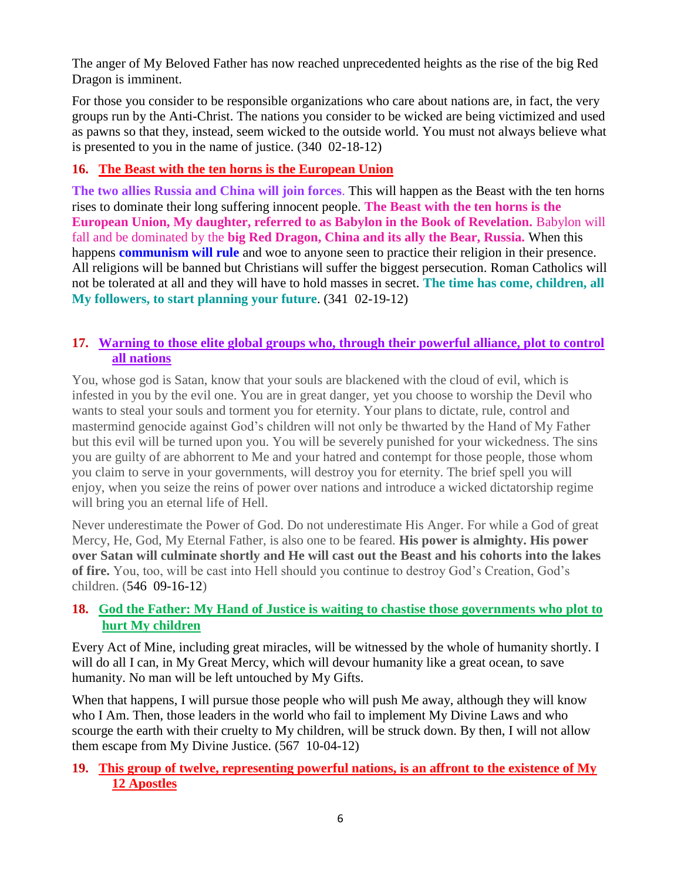The anger of My Beloved Father has now reached unprecedented heights as the rise of the big Red Dragon is imminent.

For those you consider to be responsible organizations who care about nations are, in fact, the very groups run by the Anti-Christ. The nations you consider to be wicked are being victimized and used as pawns so that they, instead, seem wicked to the outside world. You must not always believe what is presented to you in the name of justice. (340 02-18-12)

### 16. The Beast with the ten horns is the European Union

**The two allies Russia and China will join forces**. This will happen as the Beast with the ten horns rises to dominate their long suffering innocent people. **The Beast with the ten horns is the European Union, My daughter, referred to as Babylon in the Book of Revelation.** Babylon will fall and be dominated by the **big Red Dragon, China and its ally the Bear, Russia.** When this happens **communism will rule** and woe to anyone seen to practice their religion in their presence. All religions will be banned but Christians will suffer the biggest persecution. Roman Catholics will not be tolerated at all and they will have to hold masses in secret. **The time has come, children, all My followers, to start planning your future**. (341 02-19-12)

### 17. Warning to those elite global groups who, through their powerful alliance, plot to control all nations

You, whose god is Satan, know that your souls are blackened with the cloud of evil, which is infested in you by the evil one. You are in great danger, yet you choose to worship the Devil who wants to steal your souls and torment you for eternity. Your plans to dictate, rule, control and mastermind genocide against God's children will not only be thwarted by the Hand of My Father but this evil will be turned upon you. You will be severely punished for your wickedness. The sins you are guilty of are abhorrent to Me and your hatred and contempt for those people, those whom you claim to serve in your governments, will destroy you for eternity. The brief spell you will enjoy, when you seize the reins of power over nations and introduce a wicked dictatorship regime will bring you an eternal life of Hell.

Never underestimate the Power of God. Do not underestimate His Anger. For while a God of great Mercy, He, God, My Eternal Father, is also one to be feared. **His power is almighty. His power over Satan will culminate shortly and He will cast out the Beast and his cohorts into the lakes of fire.** You, too, will be cast into Hell should you continue to destroy God's Creation, God's children. (546 09-16-12)

### 18. God the Father: My Hand of Justice is waiting to chastise those governments who plot to hurt My children

Every Act of Mine, including great miracles, will be witnessed by the whole of humanity shortly. I will do all I can, in My Great Mercy, which will devour humanity like a great ocean, to save humanity. No man will be left untouched by My Gifts.

When that happens, I will pursue those people who will push Me away, although they will know who I Am. Then, those leaders in the world who fail to implement My Divine Laws and who scourge the earth with their cruelty to My children, will be struck down. By then, I will not allow them escape from My Divine Justice. (567 10-04-12)

### 19. This group of twelve, representing powerful nations, is an affront to the existence of My 12 Apostles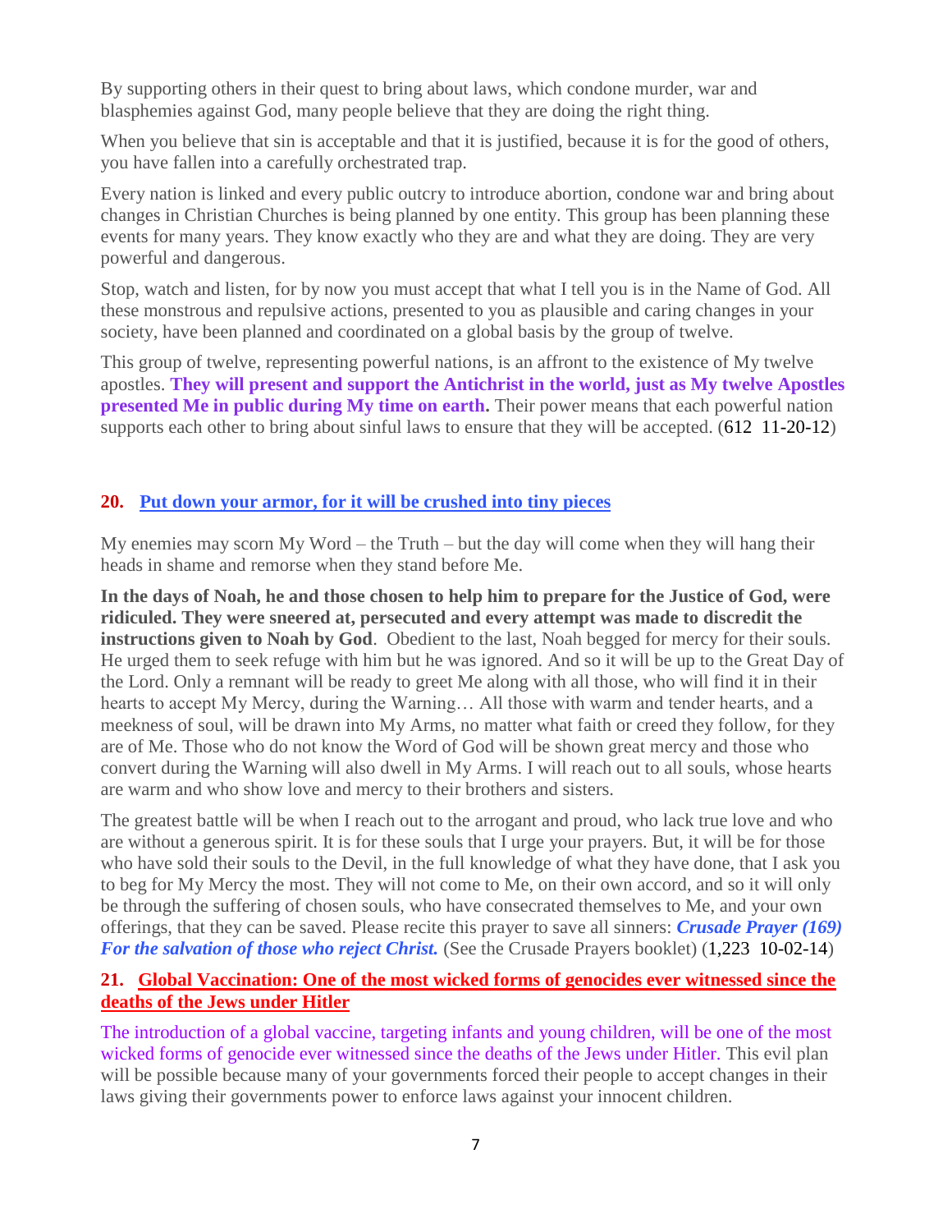By supporting others in their quest to bring about laws, which condone murder, war and blasphemies against God, many people believe that they are doing the right thing.

When you believe that sin is acceptable and that it is justified, because it is for the good of others, you have fallen into a carefully orchestrated trap.

Every nation is linked and every public outcry to introduce abortion, condone war and bring about changes in Christian Churches is being planned by one entity. This group has been planning these events for many years. They know exactly who they are and what they are doing. They are very powerful and dangerous.

Stop, watch and listen, for by now you must accept that what I tell you is in the Name of God. All these monstrous and repulsive actions, presented to you as plausible and caring changes in your society, have been planned and coordinated on a global basis by the group of twelve.

This group of twelve, representing powerful nations, is an affront to the existence of My twelve apostles. **They will present and support the Antichrist in the world, just as My twelve Apostles presented Me in public during My time on earth.** Their power means that each powerful nation supports each other to bring about sinful laws to ensure that they will be accepted. (612 11-20-12)

### **20. Put down your armor, for it will be crushed into tiny pieces**

My enemies may scorn My Word – the Truth – but the day will come when they will hang their heads in shame and remorse when they stand before Me.

**In the days of Noah, he and those chosen to help him to prepare for the Justice of God, were ridiculed. They were sneered at, persecuted and every attempt was made to discredit the instructions given to Noah by God**. Obedient to the last, Noah begged for mercy for their souls. He urged them to seek refuge with him but he was ignored. And so it will be up to the Great Day of the Lord. Only a remnant will be ready to greet Me along with all those, who will find it in their hearts to accept My Mercy, during the Warning… All those with warm and tender hearts, and a meekness of soul, will be drawn into My Arms, no matter what faith or creed they follow, for they are of Me. Those who do not know the Word of God will be shown great mercy and those who convert during the Warning will also dwell in My Arms. I will reach out to all souls, whose hearts are warm and who show love and mercy to their brothers and sisters.

The greatest battle will be when I reach out to the arrogant and proud, who lack true love and who are without a generous spirit. It is for these souls that I urge your prayers. But, it will be for those who have sold their souls to the Devil, in the full knowledge of what they have done, that I ask you to beg for My Mercy the most. They will not come to Me, on their own accord, and so it will only be through the suffering of chosen souls, who have consecrated themselves to Me, and your own offerings, that they can be saved. Please recite this prayer to save all sinners: ***Crusade Prayer (169) For the salvation of those who reject Christ.*** (See the Crusade Prayers booklet) (1,223 10-02-14)

### **21. Global Vaccination: One of the most wicked forms of genocides ever witnessed since the deaths of the Jews under Hitler**

The introduction of a global vaccine, targeting infants and young children, will be one of the most wicked forms of genocide ever witnessed since the deaths of the Jews under Hitler. This evil plan will be possible because many of your governments forced their people to accept changes in their laws giving their governments power to enforce laws against your innocent children.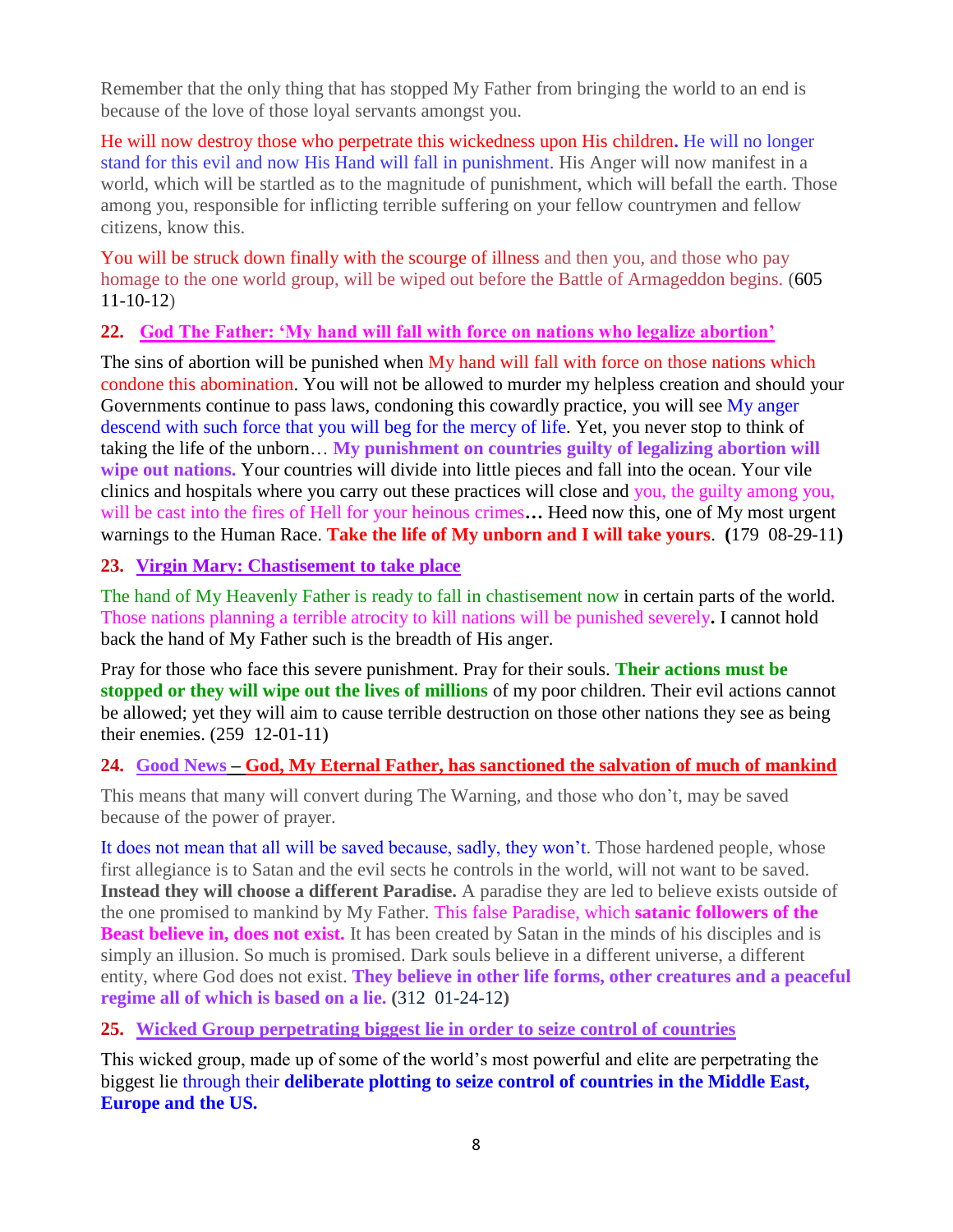Remember that the only thing that has stopped My Father from bringing the world to an end is because of the love of those loyal servants amongst you.

He will now destroy those who perpetrate this wickedness upon His children. He will no longer stand for this evil and now His Hand will fall in punishment. His Anger will now manifest in a world, which will be startled as to the magnitude of punishment, which will befall the earth. Those among you, responsible for inflicting terrible suffering on your fellow countrymen and fellow citizens, know this.

You will be struck down finally with the scourge of illness and then you, and those who pay homage to the one world group, will be wiped out before the Battle of Armageddon begins. (605 11-10-12)

### 22. God The Father: 'My hand will fall with force on nations who legalize abortion'

The sins of abortion will be punished when My hand will fall with force on those nations which condone this abomination. You will not be allowed to murder my helpless creation and should your Governments continue to pass laws, condoning this cowardly practice, you will see My anger descend with such force that you will beg for the mercy of life. Yet, you never stop to think of taking the life of the unborn… **My punishment on countries guilty of legalizing abortion will wipe out nations.** Your countries will divide into little pieces and fall into the ocean. Your vile clinics and hospitals where you carry out these practices will close and you, the guilty among you, will be cast into the fires of Hell for your heinous crimes**…** Heed now this, one of My most urgent warnings to the Human Race. **Take the life of My unborn and I will take yours**. **(**179 08-29-11**)**

### 23. Virgin Mary: Chastisement to take place

The hand of My Heavenly Father is ready to fall in chastisement now in certain parts of the world. Those nations planning a terrible atrocity to kill nations will be punished severely**.** I cannot hold back the hand of My Father such is the breadth of His anger.

Pray for those who face this severe punishment. Pray for their souls. **Their actions must be stopped or they will wipe out the lives of millions** of my poor children. Their evil actions cannot be allowed; yet they will aim to cause terrible destruction on those other nations they see as being their enemies. (259 12-01-11)

### 24. Good News – God, My Eternal Father, has sanctioned the salvation of much of mankind

This means that many will convert during The Warning, and those who don't, may be saved because of the power of prayer.

It does not mean that all will be saved because, sadly, they won't. Those hardened people, whose first allegiance is to Satan and the evil sects he controls in the world, will not want to be saved. **Instead they will choose a different Paradise.** A paradise they are led to believe exists outside of the one promised to mankind by My Father. This false Paradise, which **satanic followers of the Beast believe in, does not exist.** It has been created by Satan in the minds of his disciples and is simply an illusion. So much is promised. Dark souls believe in a different universe, a different entity, where God does not exist. **They believe in other life forms, other creatures and a peaceful regime all of which is based on a lie. (**312 01-24-12**)**

### 25. Wicked Group perpetrating biggest lie in order to seize control of countries

This wicked group, made up of some of the world's most powerful and elite are perpetrating the biggest lie through their **deliberate plotting to seize control of countries in the Middle East, Europe and the US.**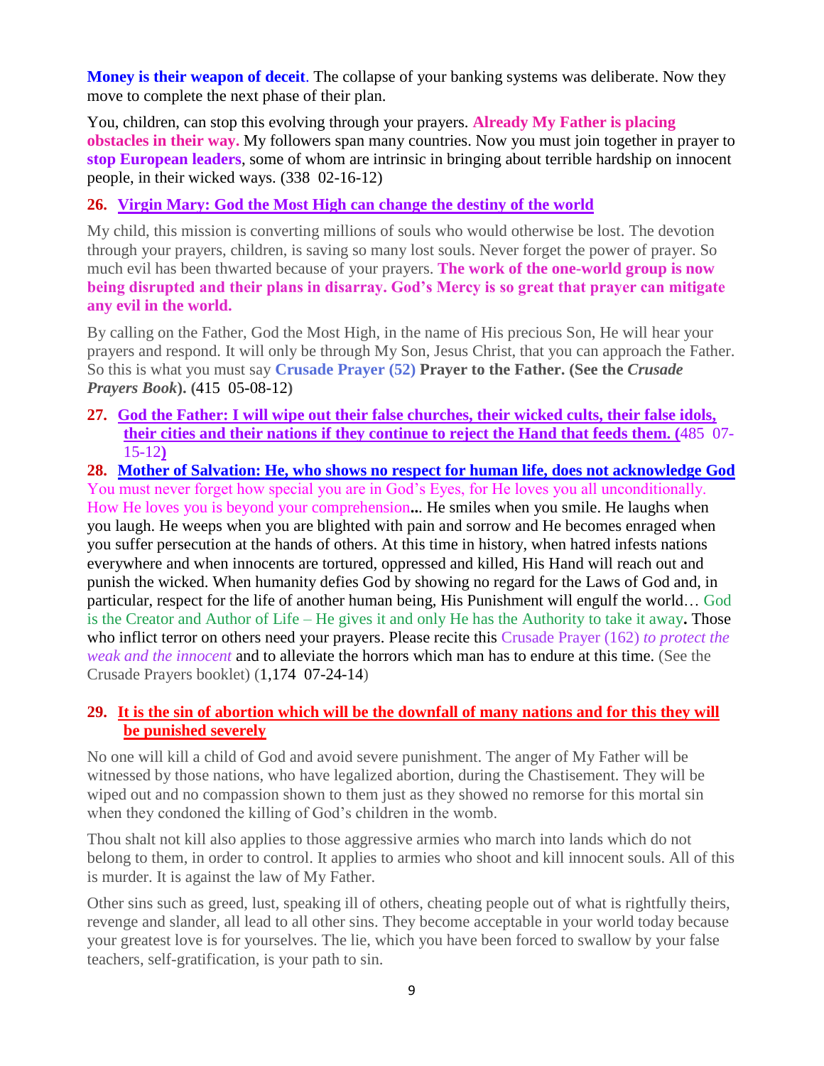**Money is their weapon of deceit**. The collapse of your banking systems was deliberate. Now they move to complete the next phase of their plan.

You, children, can stop this evolving through your prayers. **Already My Father is placing obstacles in their way.** My followers span many countries. Now you must join together in prayer to **stop European leaders**, some of whom are intrinsic in bringing about terrible hardship on innocent people, in their wicked ways. (338 02-16-12)

**26. Virgin Mary: God the Most High can change the destiny of the world**

My child, this mission is converting millions of souls who would otherwise be lost. The devotion through your prayers, children, is saving so many lost souls. Never forget the power of prayer. So much evil has been thwarted because of your prayers. **The work of the one-world group is now being disrupted and their plans in disarray. God's Mercy is so great that prayer can mitigate any evil in the world.**

By calling on the Father, God the Most High, in the name of His precious Son, He will hear your prayers and respond. It will only be through My Son, Jesus Christ, that you can approach the Father. So this is what you must say **Crusade Prayer (52) Prayer to the Father. (See the *Crusade Prayers Book*). (**415 05-08-12**)**

**27. God the Father: I will wipe out their false churches, their wicked cults, their false idols, their cities and their nations if they continue to reject the Hand that feeds them. (**485 07-15-12**)**

**28. Mother of Salvation: He, who shows no respect for human life, does not acknowledge God**

You must never forget how special you are in God's Eyes, for He loves you all unconditionally. How He loves you is beyond your comprehension**..** He smiles when you smile. He laughs when you laugh. He weeps when you are blighted with pain and sorrow and He becomes enraged when you suffer persecution at the hands of others. At this time in history, when hatred infests nations everywhere and when innocents are tortured, oppressed and killed, His Hand will reach out and punish the wicked. When humanity defies God by showing no regard for the Laws of God and, in particular, respect for the life of another human being, His Punishment will engulf the world… God is the Creator and Author of Life – He gives it and only He has the Authority to take it away**.** Those who inflict terror on others need your prayers. Please recite this Crusade Prayer (162) *to protect the weak and the innocent* and to alleviate the horrors which man has to endure at this time. (See the Crusade Prayers booklet) (1,174 07-24-14)

**29. It is the sin of abortion which will be the downfall of many nations and for this they will be punished severely**

No one will kill a child of God and avoid severe punishment. The anger of My Father will be witnessed by those nations, who have legalized abortion, during the Chastisement. They will be wiped out and no compassion shown to them just as they showed no remorse for this mortal sin when they condoned the killing of God's children in the womb.

Thou shalt not kill also applies to those aggressive armies who march into lands which do not belong to them, in order to control. It applies to armies who shoot and kill innocent souls. All of this is murder. It is against the law of My Father.

Other sins such as greed, lust, speaking ill of others, cheating people out of what is rightfully theirs, revenge and slander, all lead to all other sins. They become acceptable in your world today because your greatest love is for yourselves. The lie, which you have been forced to swallow by your false teachers, self-gratification, is your path to sin.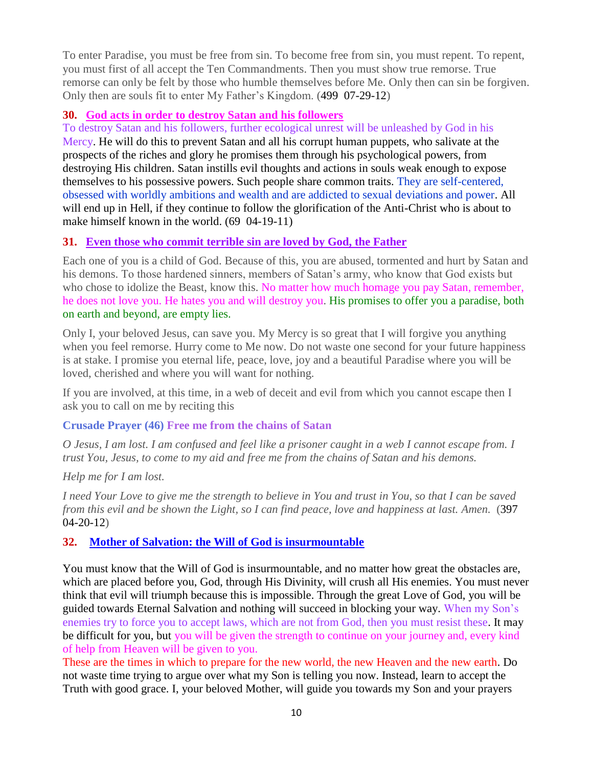To enter Paradise, you must be free from sin. To become free from sin, you must repent. To repent, you must first of all accept the Ten Commandments. Then you must show true remorse. True remorse can only be felt by those who humble themselves before Me. Only then can sin be forgiven. Only then are souls fit to enter My Father's Kingdom. (499 07-29-12)

### 30. God acts in order to destroy Satan and his followers

To destroy Satan and his followers, further ecological unrest will be unleashed by God in his Mercy. He will do this to prevent Satan and all his corrupt human puppets, who salivate at the prospects of the riches and glory he promises them through his psychological powers, from destroying His children. Satan instills evil thoughts and actions in souls weak enough to expose themselves to his possessive powers. Such people share common traits. They are self-centered, obsessed with worldly ambitions and wealth and are addicted to sexual deviations and power. All will end up in Hell, if they continue to follow the glorification of the Anti-Christ who is about to make himself known in the world. (69 04-19-11)

### 31. Even those who commit terrible sin are loved by God, the Father

Each one of you is a child of God. Because of this, you are abused, tormented and hurt by Satan and his demons. To those hardened sinners, members of Satan's army, who know that God exists but who chose to idolize the Beast, know this. No matter how much homage you pay Satan, remember, he does not love you. He hates you and will destroy you. His promises to offer you a paradise, both on earth and beyond, are empty lies.

Only I, your beloved Jesus, can save you. My Mercy is so great that I will forgive you anything when you feel remorse. Hurry come to Me now. Do not waste one second for your future happiness is at stake. I promise you eternal life, peace, love, joy and a beautiful Paradise where you will be loved, cherished and where you will want for nothing.

If you are involved, at this time, in a web of deceit and evil from which you cannot escape then I ask you to call on me by reciting this

**Crusade Prayer (46) Free me from the chains of Satan**

*O Jesus, I am lost. I am confused and feel like a prisoner caught in a web I cannot escape from. I trust You, Jesus, to come to my aid and free me from the chains of Satan and his demons.*

*Help me for I am lost.*

*I need Your Love to give me the strength to believe in You and trust in You, so that I can be saved from this evil and be shown the Light, so I can find peace, love and happiness at last. Amen.* (397 04-20-12)

### 32. Mother of Salvation: the Will of God is insurmountable

You must know that the Will of God is insurmountable, and no matter how great the obstacles are, which are placed before you, God, through His Divinity, will crush all His enemies. You must never think that evil will triumph because this is impossible. Through the great Love of God, you will be guided towards Eternal Salvation and nothing will succeed in blocking your way. When my Son's enemies try to force you to accept laws, which are not from God, then you must resist these. It may be difficult for you, but you will be given the strength to continue on your journey and, every kind of help from Heaven will be given to you.
These are the times in which to prepare for the new world, the new Heaven and the new earth. Do not waste time trying to argue over what my Son is telling you now. Instead, learn to accept the Truth with good grace. I, your beloved Mother, will guide you towards my Son and your prayers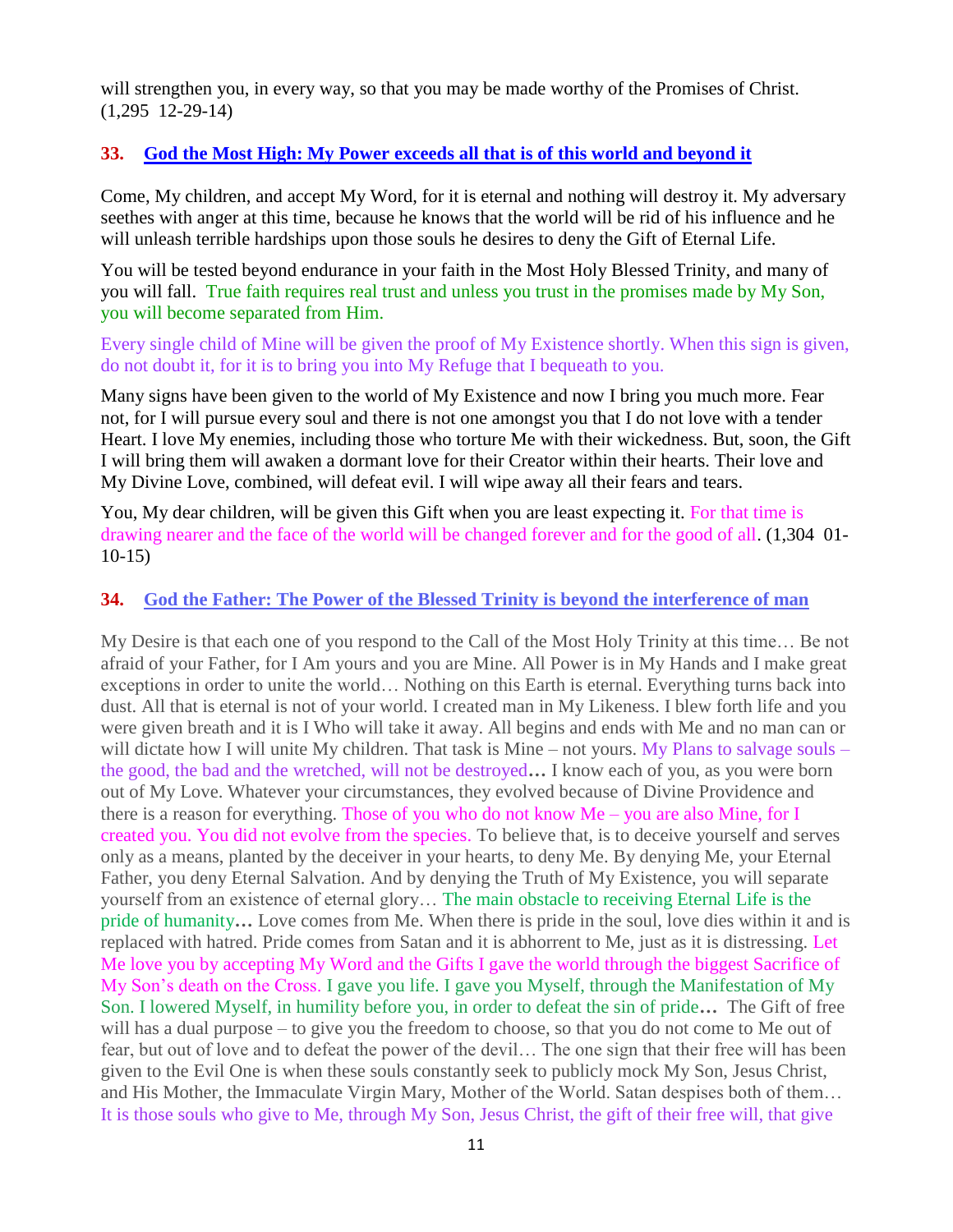will strengthen you, in every way, so that you may be made worthy of the Promises of Christ. (1,295 12-29-14)

## 33. God the Most High: My Power exceeds all that is of this world and beyond it

Come, My children, and accept My Word, for it is eternal and nothing will destroy it. My adversary seethes with anger at this time, because he knows that the world will be rid of his influence and he will unleash terrible hardships upon those souls he desires to deny the Gift of Eternal Life.

You will be tested beyond endurance in your faith in the Most Holy Blessed Trinity, and many of you will fall. True faith requires real trust and unless you trust in the promises made by My Son, you will become separated from Him.

Every single child of Mine will be given the proof of My Existence shortly. When this sign is given, do not doubt it, for it is to bring you into My Refuge that I bequeath to you.

Many signs have been given to the world of My Existence and now I bring you much more. Fear not, for I will pursue every soul and there is not one amongst you that I do not love with a tender Heart. I love My enemies, including those who torture Me with their wickedness. But, soon, the Gift I will bring them will awaken a dormant love for their Creator within their hearts. Their love and My Divine Love, combined, will defeat evil. I will wipe away all their fears and tears.

You, My dear children, will be given this Gift when you are least expecting it. For that time is drawing nearer and the face of the world will be changed forever and for the good of all. (1,304 01-10-15)

## 34. God the Father: The Power of the Blessed Trinity is beyond the interference of man

My Desire is that each one of you respond to the Call of the Most Holy Trinity at this time… Be not afraid of your Father, for I Am yours and you are Mine. All Power is in My Hands and I make great exceptions in order to unite the world… Nothing on this Earth is eternal. Everything turns back into dust. All that is eternal is not of your world. I created man in My Likeness. I blew forth life and you were given breath and it is I Who will take it away. All begins and ends with Me and no man can or will dictate how I will unite My children. That task is Mine – not yours. My Plans to salvage souls – the good, the bad and the wretched, will not be destroyed**…** I know each of you, as you were born out of My Love. Whatever your circumstances, they evolved because of Divine Providence and there is a reason for everything. Those of you who do not know Me – you are also Mine, for I created you. You did not evolve from the species. To believe that, is to deceive yourself and serves only as a means, planted by the deceiver in your hearts, to deny Me. By denying Me, your Eternal Father, you deny Eternal Salvation. And by denying the Truth of My Existence, you will separate yourself from an existence of eternal glory… The main obstacle to receiving Eternal Life is the pride of humanity**…** Love comes from Me. When there is pride in the soul, love dies within it and is replaced with hatred. Pride comes from Satan and it is abhorrent to Me, just as it is distressing. Let Me love you by accepting My Word and the Gifts I gave the world through the biggest Sacrifice of My Son's death on the Cross. I gave you life. I gave you Myself, through the Manifestation of My Son. I lowered Myself, in humility before you, in order to defeat the sin of pride**…** The Gift of free will has a dual purpose – to give you the freedom to choose, so that you do not come to Me out of fear, but out of love and to defeat the power of the devil… The one sign that their free will has been given to the Evil One is when these souls constantly seek to publicly mock My Son, Jesus Christ, and His Mother, the Immaculate Virgin Mary, Mother of the World. Satan despises both of them… It is those souls who give to Me, through My Son, Jesus Christ, the gift of their free will, that give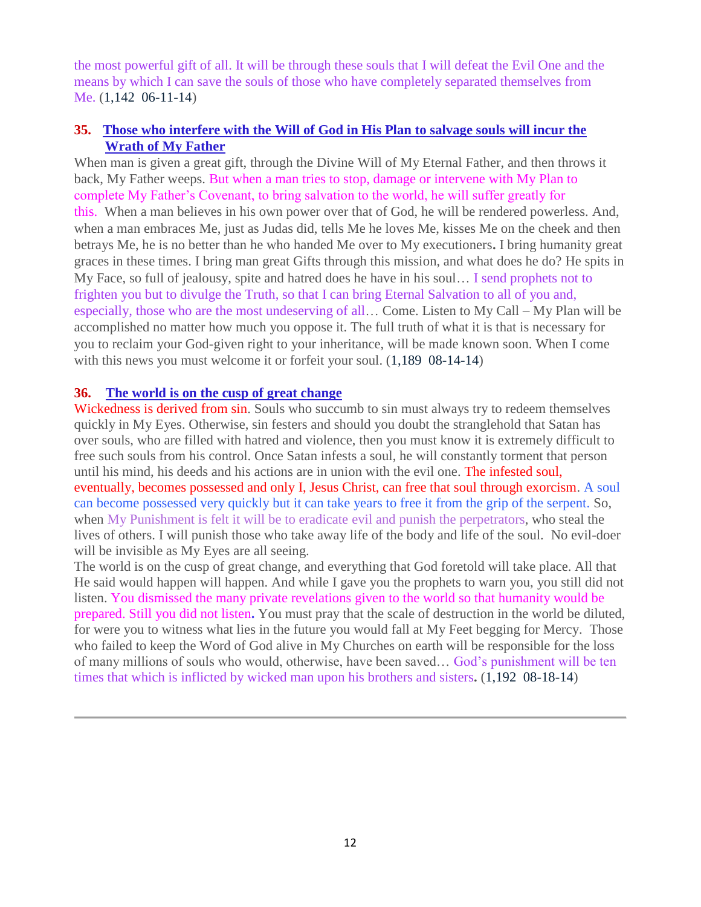the most powerful gift of all. It will be through these souls that I will defeat the Evil One and the means by which I can save the souls of those who have completely separated themselves from Me. (1,142 06-11-14)

### 35. Those who interfere with the Will of God in His Plan to salvage souls will incur the Wrath of My Father

When man is given a great gift, through the Divine Will of My Eternal Father, and then throws it back, My Father weeps. But when a man tries to stop, damage or intervene with My Plan to complete My Father's Covenant, to bring salvation to the world, he will suffer greatly for this. When a man believes in his own power over that of God, he will be rendered powerless. And, when a man embraces Me, just as Judas did, tells Me he loves Me, kisses Me on the cheek and then betrays Me, he is no better than he who handed Me over to My executioners**.** I bring humanity great graces in these times. I bring man great Gifts through this mission, and what does he do? He spits in My Face, so full of jealousy, spite and hatred does he have in his soul… I send prophets not to frighten you but to divulge the Truth, so that I can bring Eternal Salvation to all of you and, especially, those who are the most undeserving of all… Come. Listen to My Call – My Plan will be accomplished no matter how much you oppose it. The full truth of what it is that is necessary for you to reclaim your God-given right to your inheritance, will be made known soon. When I come with this news you must welcome it or forfeit your soul. (1,189 08-14-14)

### 36. The world is on the cusp of great change

Wickedness is derived from sin. Souls who succumb to sin must always try to redeem themselves quickly in My Eyes. Otherwise, sin festers and should you doubt the stranglehold that Satan has over souls, who are filled with hatred and violence, then you must know it is extremely difficult to free such souls from his control. Once Satan infests a soul, he will constantly torment that person until his mind, his deeds and his actions are in union with the evil one. The infested soul, eventually, becomes possessed and only I, Jesus Christ, can free that soul through exorcism. A soul can become possessed very quickly but it can take years to free it from the grip of the serpent. So, when My Punishment is felt it will be to eradicate evil and punish the perpetrators, who steal the lives of others. I will punish those who take away life of the body and life of the soul. No evil-doer will be invisible as My Eyes are all seeing.

The world is on the cusp of great change, and everything that God foretold will take place. All that He said would happen will happen. And while I gave you the prophets to warn you, you still did not listen. You dismissed the many private revelations given to the world so that humanity would be prepared. Still you did not listen**.** You must pray that the scale of destruction in the world be diluted, for were you to witness what lies in the future you would fall at My Feet begging for Mercy. Those who failed to keep the Word of God alive in My Churches on earth will be responsible for the loss of many millions of souls who would, otherwise, have been saved… God's punishment will be ten times that which is inflicted by wicked man upon his brothers and sisters**.** (1,192 08-18-14)

---